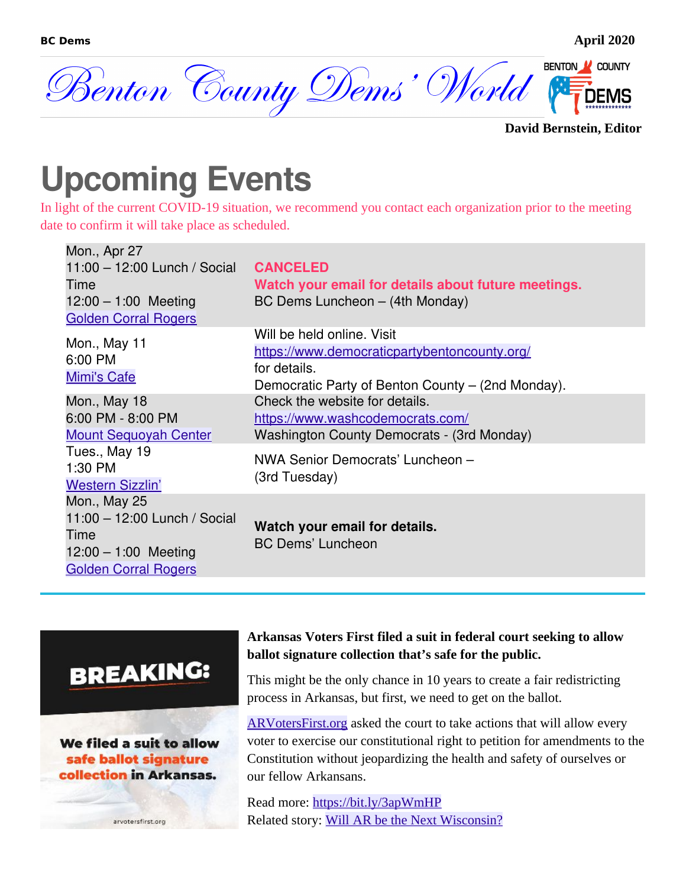BC Dems April 2020

# Benton County Dems' World

**David Bernstein, Editor**

# Upcoming Events

In light of the current COVID-19 situation, we recommend you contact each organization prior to the meeting date to confirm it will take place as scheduled.

| | |
|---|---|
| Mon., Apr 27<br>11:00 – 12:00 Lunch / Social Time<br>12:00 – 1:00 Meeting<br>[Golden Corral Rogers]() | **CANCELED**<br>**Watch your email for details about future meetings.**<br>BC Dems Luncheon – (4th Monday) |
| Mon., May 11<br>6:00 PM<br>[Mimi's Cafe]() | Will be held online. Visit [https://www.democraticpartybentoncounty.org/](https://www.democraticpartybentoncounty.org/) for details.<br>Democratic Party of Benton County – (2nd Monday). |
| Mon., May 18<br>6:00 PM - 8:00 PM<br>[Mount Sequoyah Center]() | Check the website for details.<br>[https://www.washcodemocrats.com/](https://www.washcodemocrats.com/)<br>Washington County Democrats - (3rd Monday) |
| Tues., May 19<br>1:30 PM<br>[Western Sizzlin']() | NWA Senior Democrats' Luncheon – (3rd Tuesday) |
| Mon., May 25<br>11:00 – 12:00 Lunch / Social Time<br>12:00 – 1:00 Meeting<br>[Golden Corral Rogers]() | **Watch your email for details.**<br>BC Dems' Luncheon |

BREAKING: We filed a suit to allow safe ballot signature collection in Arkansas. arvotersfirst.org

**Arkansas Voters First filed a suit in federal court seeking to allow ballot signature collection that's safe for the public.**

This might be the only chance in 10 years to create a fair redistricting process in Arkansas, but first, we need to get on the ballot.

[ARVotersFirst.org]() asked the court to take actions that will allow every voter to exercise our constitutional right to petition for amendments to the Constitution without jeopardizing the health and safety of ourselves or our fellow Arkansans.

Read more: [https://bit.ly/3apWmHP](https://bit.ly/3apWmHP)
Related story: [Will AR be the Next Wisconsin?]()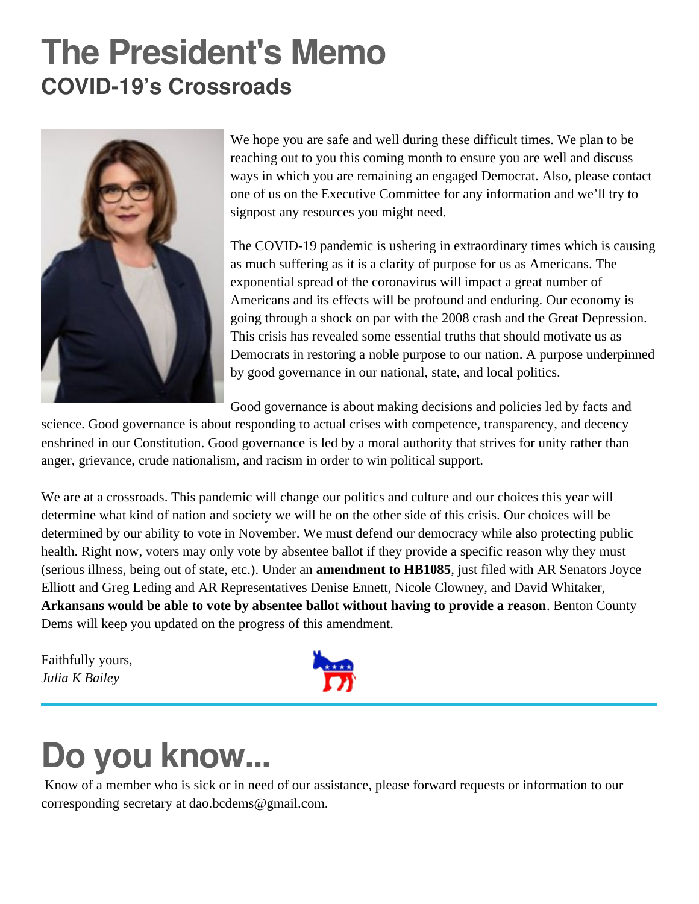# The President's Memo

## COVID-19's Crossroads

We hope you are safe and well during these difficult times. We plan to be reaching out to you this coming month to ensure you are well and discuss ways in which you are remaining an engaged Democrat. Also, please contact one of us on the Executive Committee for any information and we'll try to signpost any resources you might need.

The COVID-19 pandemic is ushering in extraordinary times which is causing as much suffering as it is a clarity of purpose for us as Americans. The exponential spread of the coronavirus will impact a great number of Americans and its effects will be profound and enduring. Our economy is going through a shock on par with the 2008 crash and the Great Depression. This crisis has revealed some essential truths that should motivate us as Democrats in restoring a noble purpose to our nation. A purpose underpinned by good governance in our national, state, and local politics.

Good governance is about making decisions and policies led by facts and science. Good governance is about responding to actual crises with competence, transparency, and decency enshrined in our Constitution. Good governance is led by a moral authority that strives for unity rather than anger, grievance, crude nationalism, and racism in order to win political support.

We are at a crossroads. This pandemic will change our politics and culture and our choices this year will determine what kind of nation and society we will be on the other side of this crisis. Our choices will be determined by our ability to vote in November. We must defend our democracy while also protecting public health. Right now, voters may only vote by absentee ballot if they provide a specific reason why they must (serious illness, being out of state, etc.). Under an **amendment to HB1085**, just filed with AR Senators Joyce Elliott and Greg Leding and AR Representatives Denise Ennett, Nicole Clowney, and David Whitaker, **Arkansans would be able to vote by absentee ballot without having to provide a reason**. Benton County Dems will keep you updated on the progress of this amendment.

Faithfully yours,
*Julia K Bailey*

# Do you know...

Know of a member who is sick or in need of our assistance, please forward requests or information to our corresponding secretary at dao.bcdems@gmail.com.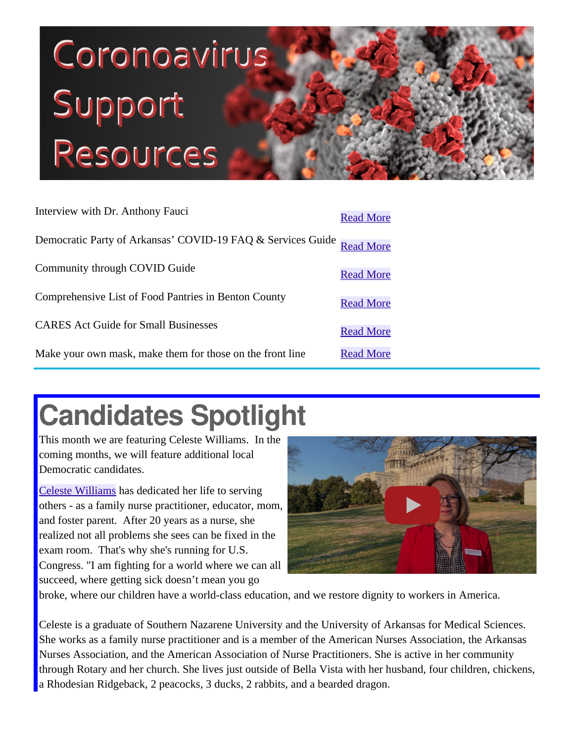# Coronoavirus Support Resources

| | |
|---|---|
| Interview with Dr. Anthony Fauci | Read More |
| Democratic Party of Arkansas' COVID-19 FAQ & Services Guide | Read More |
| Community through COVID Guide | Read More |
| Comprehensive List of Food Pantries in Benton County | Read More |
| CARES Act Guide for Small Businesses | Read More |
| Make your own mask, make them for those on the front line | Read More |

# Candidates Spotlight

This month we are featuring Celeste Williams. In the coming months, we will feature additional local Democratic candidates.

Celeste Williams has dedicated her life to serving others - as a family nurse practitioner, educator, mom, and foster parent. After 20 years as a nurse, she realized not all problems she sees can be fixed in the exam room. That's why she's running for U.S. Congress. "I am fighting for a world where we can all succeed, where getting sick doesn't mean you go broke, where our children have a world-class education, and we restore dignity to workers in America.

Celeste is a graduate of Southern Nazarene University and the University of Arkansas for Medical Sciences. She works as a family nurse practitioner and is a member of the American Nurses Association, the Arkansas Nurses Association, and the American Association of Nurse Practitioners. She is active in her community through Rotary and her church. She lives just outside of Bella Vista with her husband, four children, chickens, a Rhodesian Ridgeback, 2 peacocks, 3 ducks, 2 rabbits, and a bearded dragon.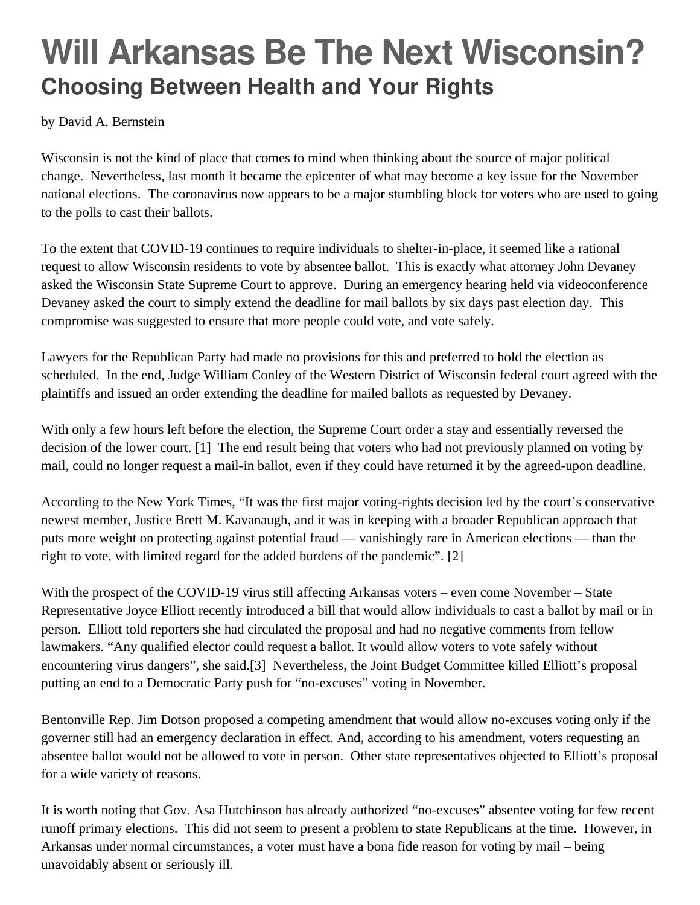# Will Arkansas Be The Next Wisconsin?

## Choosing Between Health and Your Rights

by David A. Bernstein

Wisconsin is not the kind of place that comes to mind when thinking about the source of major political change. Nevertheless, last month it became the epicenter of what may become a key issue for the November national elections. The coronavirus now appears to be a major stumbling block for voters who are used to going to the polls to cast their ballots.

To the extent that COVID-19 continues to require individuals to shelter-in-place, it seemed like a rational request to allow Wisconsin residents to vote by absentee ballot. This is exactly what attorney John Devaney asked the Wisconsin State Supreme Court to approve. During an emergency hearing held via videoconference Devaney asked the court to simply extend the deadline for mail ballots by six days past election day. This compromise was suggested to ensure that more people could vote, and vote safely.

Lawyers for the Republican Party had made no provisions for this and preferred to hold the election as scheduled. In the end, Judge William Conley of the Western District of Wisconsin federal court agreed with the plaintiffs and issued an order extending the deadline for mailed ballots as requested by Devaney.

With only a few hours left before the election, the Supreme Court order a stay and essentially reversed the decision of the lower court. [1] The end result being that voters who had not previously planned on voting by mail, could no longer request a mail-in ballot, even if they could have returned it by the agreed-upon deadline.

According to the New York Times, "It was the first major voting-rights decision led by the court's conservative newest member, Justice Brett M. Kavanaugh, and it was in keeping with a broader Republican approach that puts more weight on protecting against potential fraud — vanishingly rare in American elections — than the right to vote, with limited regard for the added burdens of the pandemic". [2]

With the prospect of the COVID-19 virus still affecting Arkansas voters – even come November – State Representative Joyce Elliott recently introduced a bill that would allow individuals to cast a ballot by mail or in person. Elliott told reporters she had circulated the proposal and had no negative comments from fellow lawmakers. "Any qualified elector could request a ballot. It would allow voters to vote safely without encountering virus dangers", she said.[3] Nevertheless, the Joint Budget Committee killed Elliott's proposal putting an end to a Democratic Party push for "no-excuses" voting in November.

Bentonville Rep. Jim Dotson proposed a competing amendment that would allow no-excuses voting only if the governer still had an emergency declaration in effect. And, according to his amendment, voters requesting an absentee ballot would not be allowed to vote in person. Other state representatives objected to Elliott's proposal for a wide variety of reasons.

It is worth noting that Gov. Asa Hutchinson has already authorized "no-excuses" absentee voting for few recent runoff primary elections. This did not seem to present a problem to state Republicans at the time. However, in Arkansas under normal circumstances, a voter must have a bona fide reason for voting by mail – being unavoidably absent or seriously ill.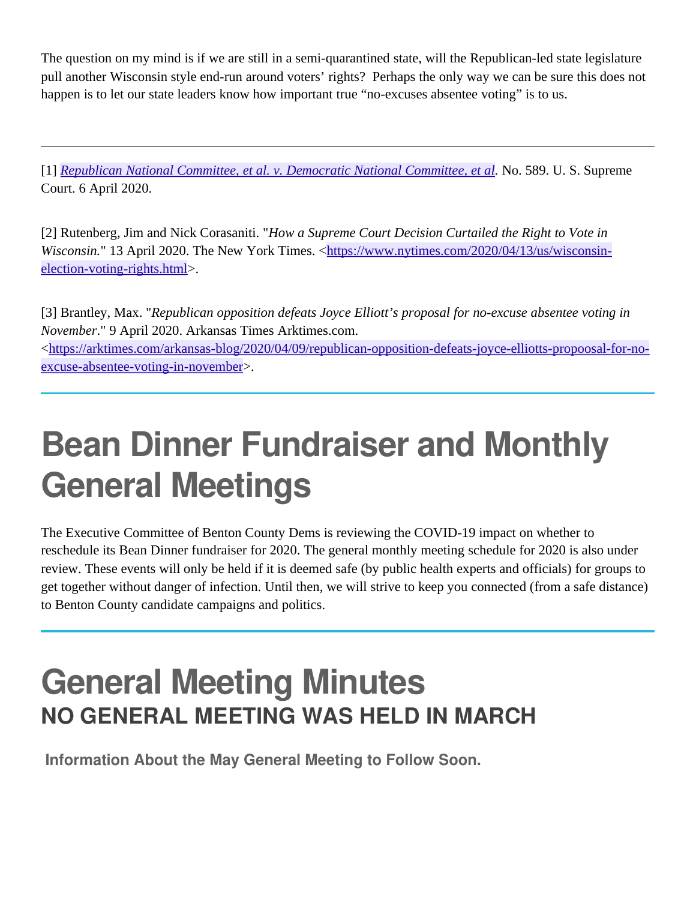The question on my mind is if we are still in a semi-quarantined state, will the Republican-led state legislature pull another Wisconsin style end-run around voters' rights? Perhaps the only way we can be sure this does not happen is to let our state leaders know how important true "no-excuses absentee voting" is to us.

---

[1] *Republican National Committee, et al. v. Democratic National Committee, et al*. No. 589. U. S. Supreme Court. 6 April 2020.

[2] Rutenberg, Jim and Nick Corasaniti. "*How a Supreme Court Decision Curtailed the Right to Vote in Wisconsin.*" 13 April 2020. The New York Times. <https://www.nytimes.com/2020/04/13/us/wisconsin-election-voting-rights.html>.

[3] Brantley, Max. "*Republican opposition defeats Joyce Elliott's proposal for no-excuse absentee voting in November*." 9 April 2020. Arkansas Times Arktimes.com. <https://arktimes.com/arkansas-blog/2020/04/09/republican-opposition-defeats-joyce-elliotts-propoosal-for-no-excuse-absentee-voting-in-november>.

---

# Bean Dinner Fundraiser and Monthly General Meetings

The Executive Committee of Benton County Dems is reviewing the COVID-19 impact on whether to reschedule its Bean Dinner fundraiser for 2020. The general monthly meeting schedule for 2020 is also under review. These events will only be held if it is deemed safe (by public health experts and officials) for groups to get together without danger of infection. Until then, we will strive to keep you connected (from a safe distance) to Benton County candidate campaigns and politics.

---

# General Meeting Minutes

## NO GENERAL MEETING WAS HELD IN MARCH

**Information About the May General Meeting to Follow Soon.**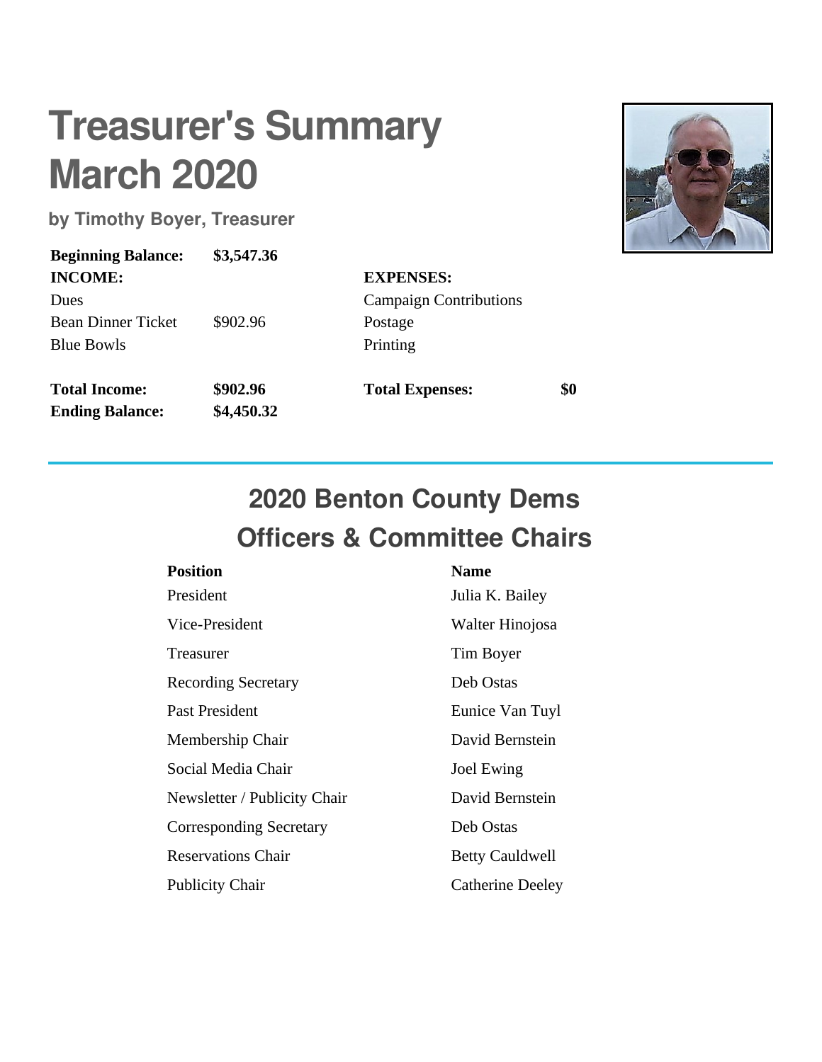# Treasurer's Summary March 2020

**by Timothy Boyer, Treasurer**

| | | | |
|---|---|---|---|
| **Beginning Balance:** | **$3,547.36** | | |
| **INCOME:** | | **EXPENSES:** | |
| Dues | | Campaign Contributions | |
| Bean Dinner Ticket | $902.96 | Postage | |
| Blue Bowls | | Printing | |
| **Total Income:** | **$902.96** | **Total Expenses:** | **$0** |
| **Ending Balance:** | **$4,450.32** | | |

## 2020 Benton County Dems Officers & Committee Chairs

| Position | Name |
|---|---|
| President | Julia K. Bailey |
| Vice-President | Walter Hinojosa |
| Treasurer | Tim Boyer |
| Recording Secretary | Deb Ostas |
| Past President | Eunice Van Tuyl |
| Membership Chair | David Bernstein |
| Social Media Chair | Joel Ewing |
| Newsletter / Publicity Chair | David Bernstein |
| Corresponding Secretary | Deb Ostas |
| Reservations Chair | Betty Cauldwell |
| Publicity Chair | Catherine Deeley |